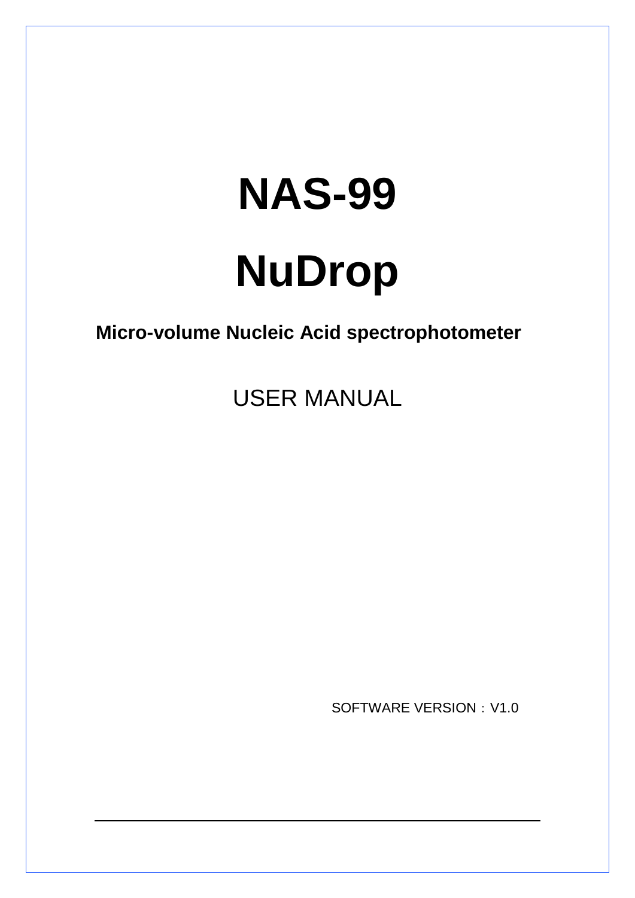# NAS-99

# NuDrop

**Micro-volume Nucleic Acid spectrophotometer**

USER MANUAL

SOFTWARE VERSION：V1.0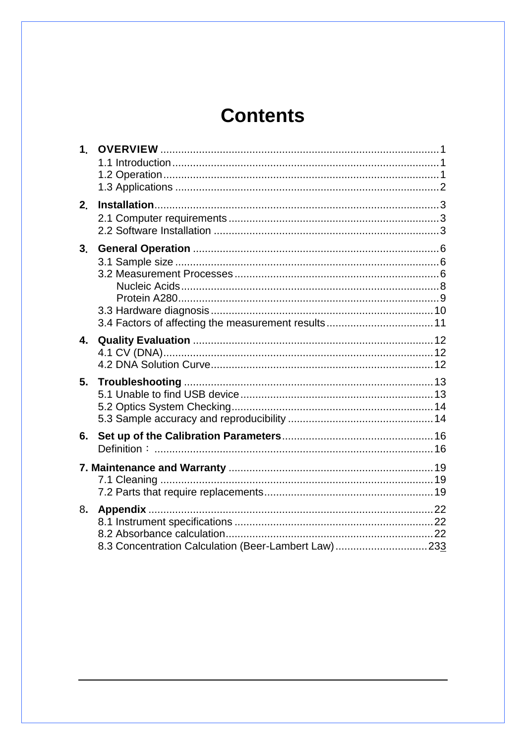# Contents

**1. OVERVIEW** ........................................................................................ 1
- 1.1 Introduction ........................................................................................ 1
- 1.2 Operation ........................................................................................ 1
- 1.3 Applications ........................................................................................ 2

**2. Installation** ........................................................................................ 3
- 2.1 Computer requirements ........................................................................................ 3
- 2.2 Software Installation ........................................................................................ 3

**3. General Operation** ........................................................................................ 6
- 3.1 Sample size ........................................................................................ 6
- 3.2 Measurement Processes ........................................................................................ 6
  - Nucleic Acids ........................................................................................ 8
  - Protein A280 ........................................................................................ 9
- 3.3 Hardware diagnosis ........................................................................................ 10
- 3.4 Factors of affecting the measurement results ........................................................................................ 11

**4. Quality Evaluation** ........................................................................................ 12
- 4.1 CV (DNA) ........................................................................................ 12
- 4.2 DNA Solution Curve ........................................................................................ 12

**5. Troubleshooting** ........................................................................................ 13
- 5.1 Unable to find USB device ........................................................................................ 13
- 5.2 Optics System Checking ........................................................................................ 14
- 5.3 Sample accuracy and reproducibility ........................................................................................ 14

**6. Set up of the Calibration Parameters** ........................................................................................ 16
- Definition： ........................................................................................ 16

**7. Maintenance and Warranty** ........................................................................................ 19
- 7.1 Cleaning ........................................................................................ 19
- 7.2 Parts that require replacements ........................................................................................ 19

**8. Appendix** ........................................................................................ 22
- 8.1 Instrument specifications ........................................................................................ 22
- 8.2 Absorbance calculation ........................................................................................ 22
- 8.3 Concentration Calculation (Beer-Lambert Law) ........................................................................................ 233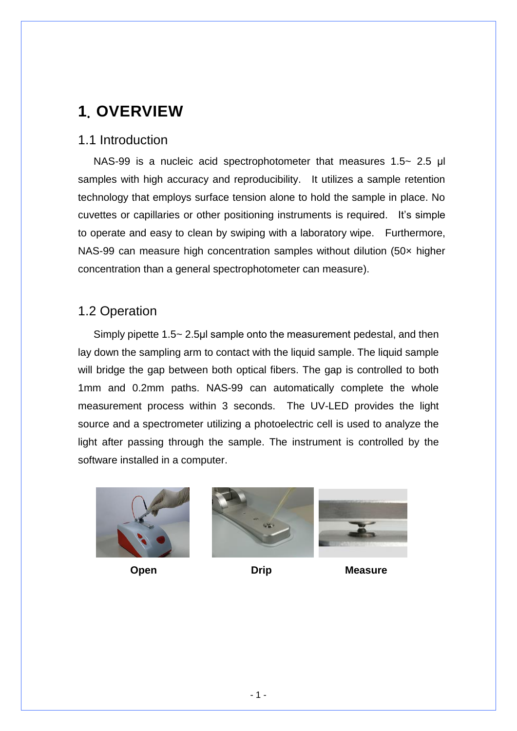# 1. OVERVIEW

## 1.1 Introduction

NAS-99 is a nucleic acid spectrophotometer that measures 1.5~ 2.5 μl samples with high accuracy and reproducibility. It utilizes a sample retention technology that employs surface tension alone to hold the sample in place. No cuvettes or capillaries or other positioning instruments is required. It's simple to operate and easy to clean by swiping with a laboratory wipe. Furthermore, NAS-99 can measure high concentration samples without dilution (50× higher concentration than a general spectrophotometer can measure).

## 1.2 Operation

Simply pipette 1.5~ 2.5μl sample onto the measurement pedestal, and then lay down the sampling arm to contact with the liquid sample. The liquid sample will bridge the gap between both optical fibers. The gap is controlled to both 1mm and 0.2mm paths. NAS-99 can automatically complete the whole measurement process within 3 seconds. The UV-LED provides the light source and a spectrometer utilizing a photoelectric cell is used to analyze the light after passing through the sample. The instrument is controlled by the software installed in a computer.

**Open** **Drip** **Measure**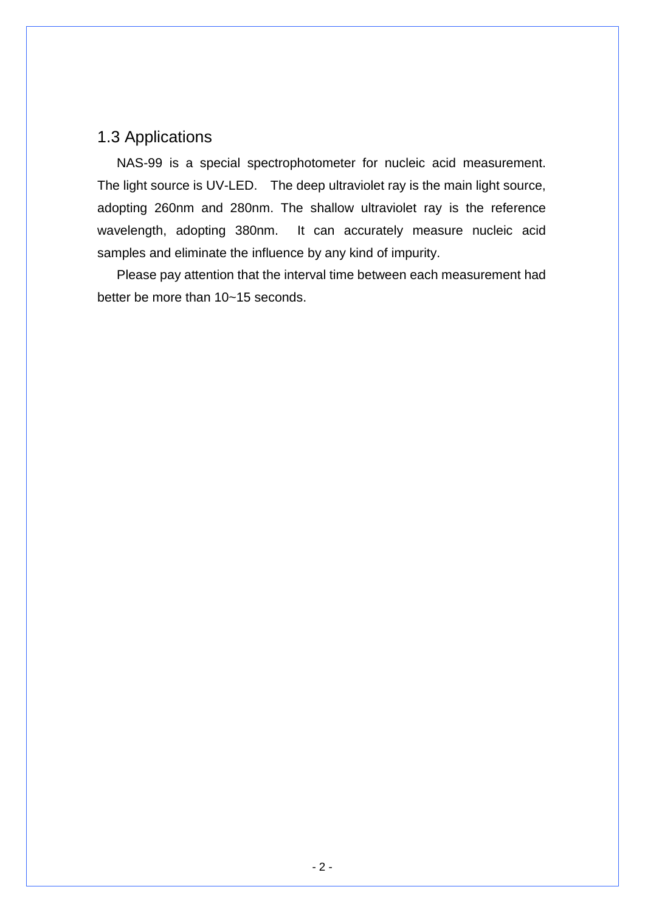## 1.3 Applications

NAS-99 is a special spectrophotometer for nucleic acid measurement. The light source is UV-LED. The deep ultraviolet ray is the main light source, adopting 260nm and 280nm. The shallow ultraviolet ray is the reference wavelength, adopting 380nm. It can accurately measure nucleic acid samples and eliminate the influence by any kind of impurity.

Please pay attention that the interval time between each measurement had better be more than 10~15 seconds.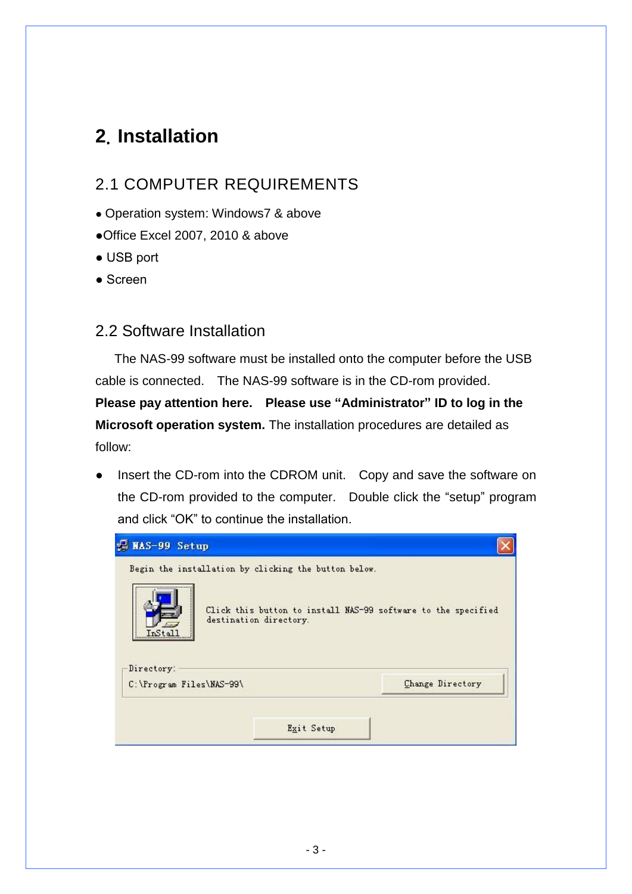# 2. Installation

## 2.1 COMPUTER REQUIREMENTS

- Operation system: Windows7 & above
- Office Excel 2007, 2010 & above
- USB port
- Screen

## 2.2 Software Installation

The NAS-99 software must be installed onto the computer before the USB cable is connected. The NAS-99 software is in the CD-rom provided. **Please pay attention here. Please use "Administrator" ID to log in the Microsoft operation system.** The installation procedures are detailed as follow:

- Insert the CD-rom into the CDROM unit. Copy and save the software on the CD-rom provided to the computer. Double click the "setup" program and click "OK" to continue the installation.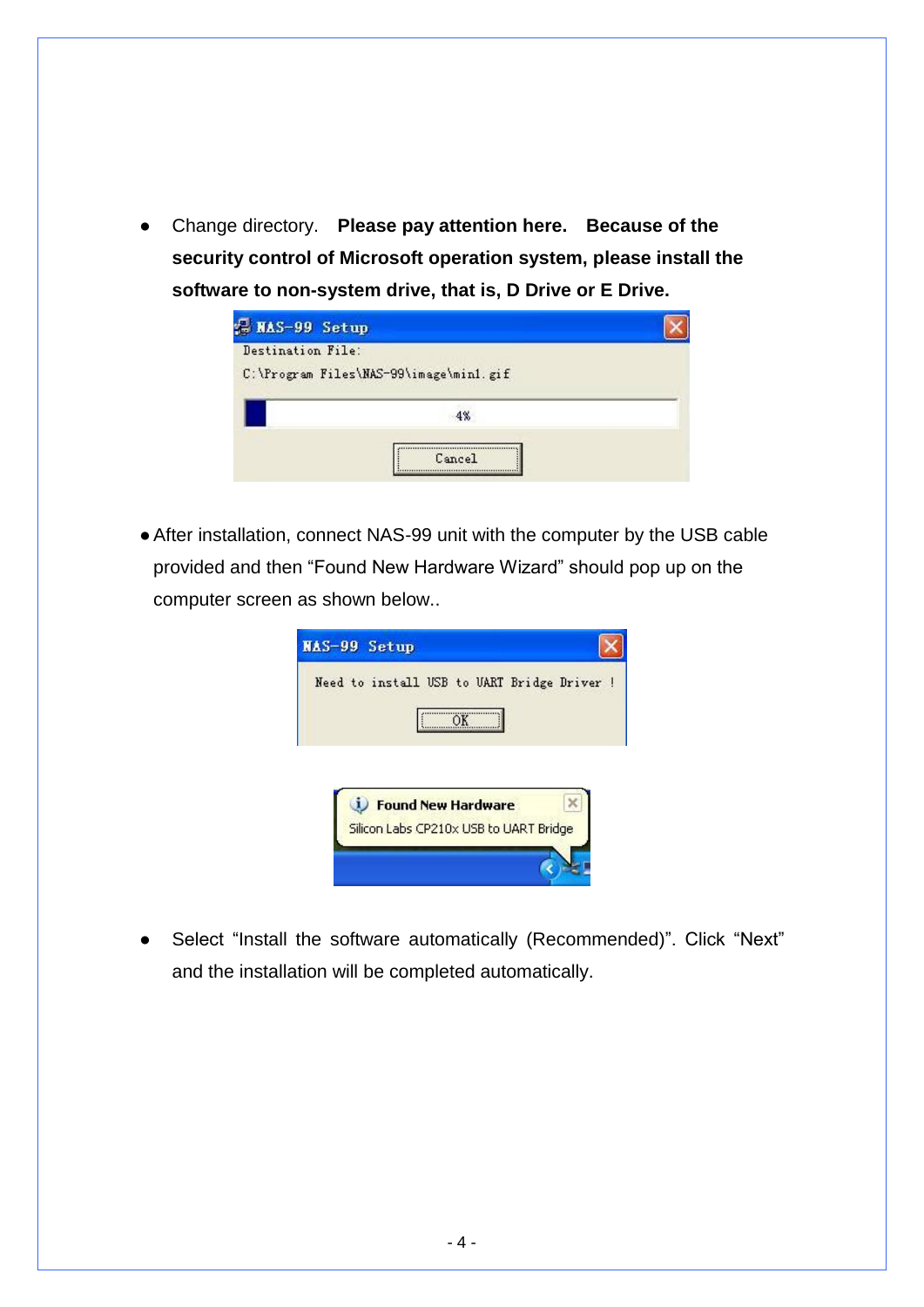- Change directory. **Please pay attention here. Because of the security control of Microsoft operation system, please install the software to non-system drive, that is, D Drive or E Drive.**

- After installation, connect NAS-99 unit with the computer by the USB cable provided and then "Found New Hardware Wizard" should pop up on the computer screen as shown below..

- Select "Install the software automatically (Recommended)". Click "Next" and the installation will be completed automatically.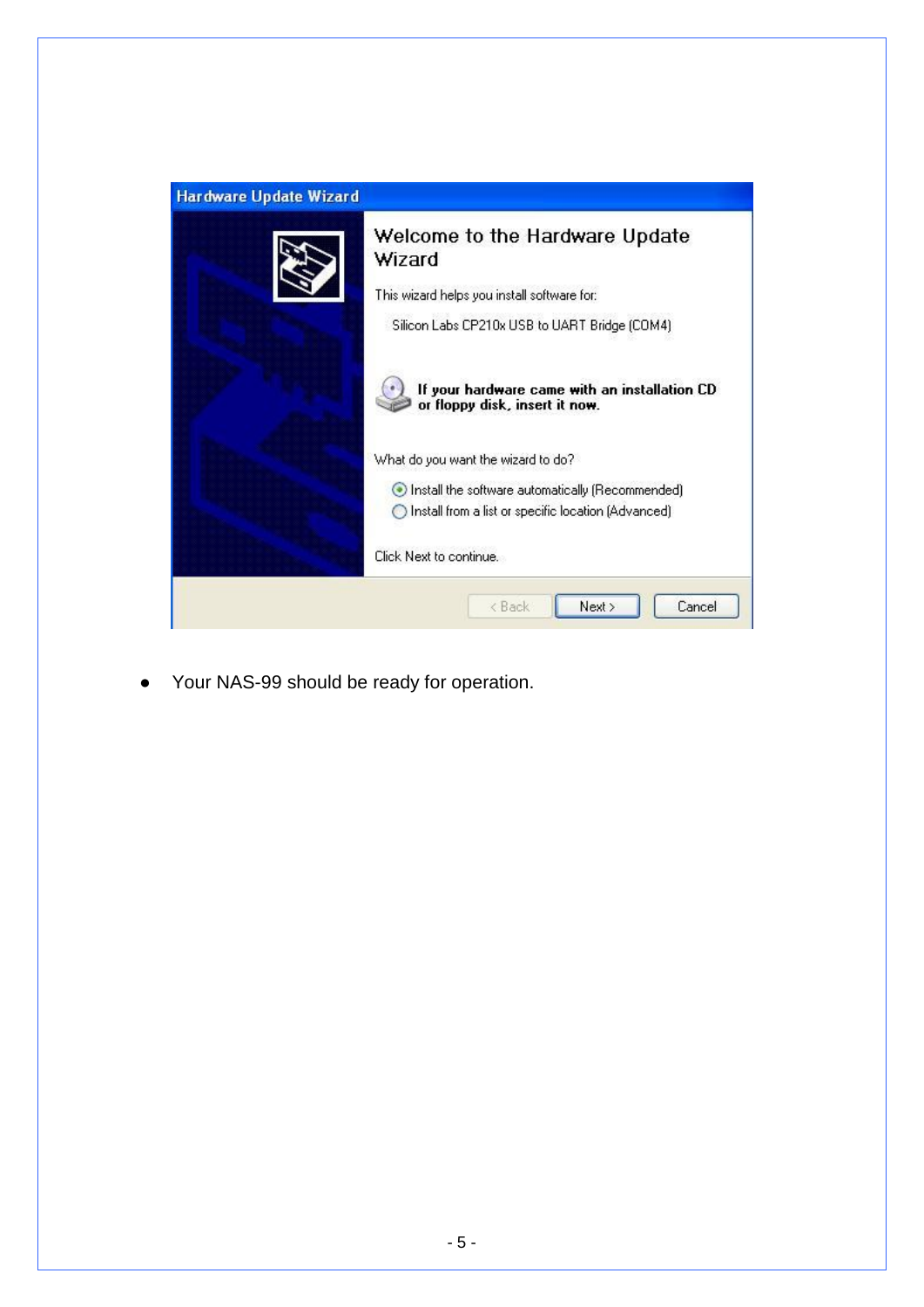- Your NAS-99 should be ready for operation.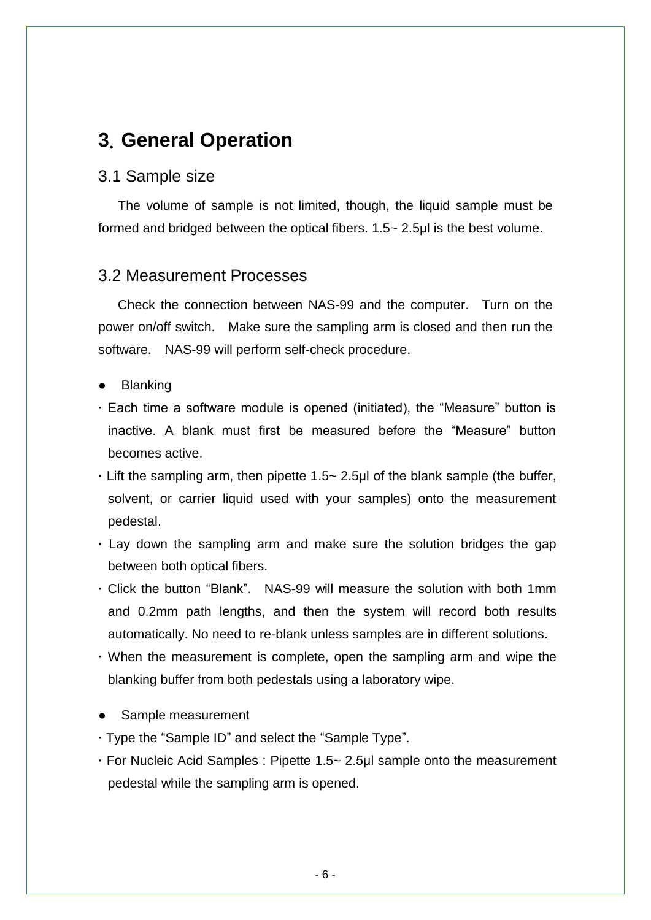# 3. General Operation

## 3.1 Sample size

The volume of sample is not limited, though, the liquid sample must be formed and bridged between the optical fibers. 1.5~ 2.5μl is the best volume.

## 3.2 Measurement Processes

Check the connection between NAS-99 and the computer. Turn on the power on/off switch. Make sure the sampling arm is closed and then run the software. NAS-99 will perform self-check procedure.

- Blanking

- Each time a software module is opened (initiated), the "Measure" button is inactive. A blank must first be measured before the "Measure" button becomes active.
- Lift the sampling arm, then pipette 1.5~ 2.5μl of the blank sample (the buffer, solvent, or carrier liquid used with your samples) onto the measurement pedestal.
- Lay down the sampling arm and make sure the solution bridges the gap between both optical fibers.
- Click the button "Blank". NAS-99 will measure the solution with both 1mm and 0.2mm path lengths, and then the system will record both results automatically. No need to re-blank unless samples are in different solutions.
- When the measurement is complete, open the sampling arm and wipe the blanking buffer from both pedestals using a laboratory wipe.

- Sample measurement

- Type the "Sample ID" and select the "Sample Type".
- For Nucleic Acid Samples : Pipette 1.5~ 2.5μl sample onto the measurement pedestal while the sampling arm is opened.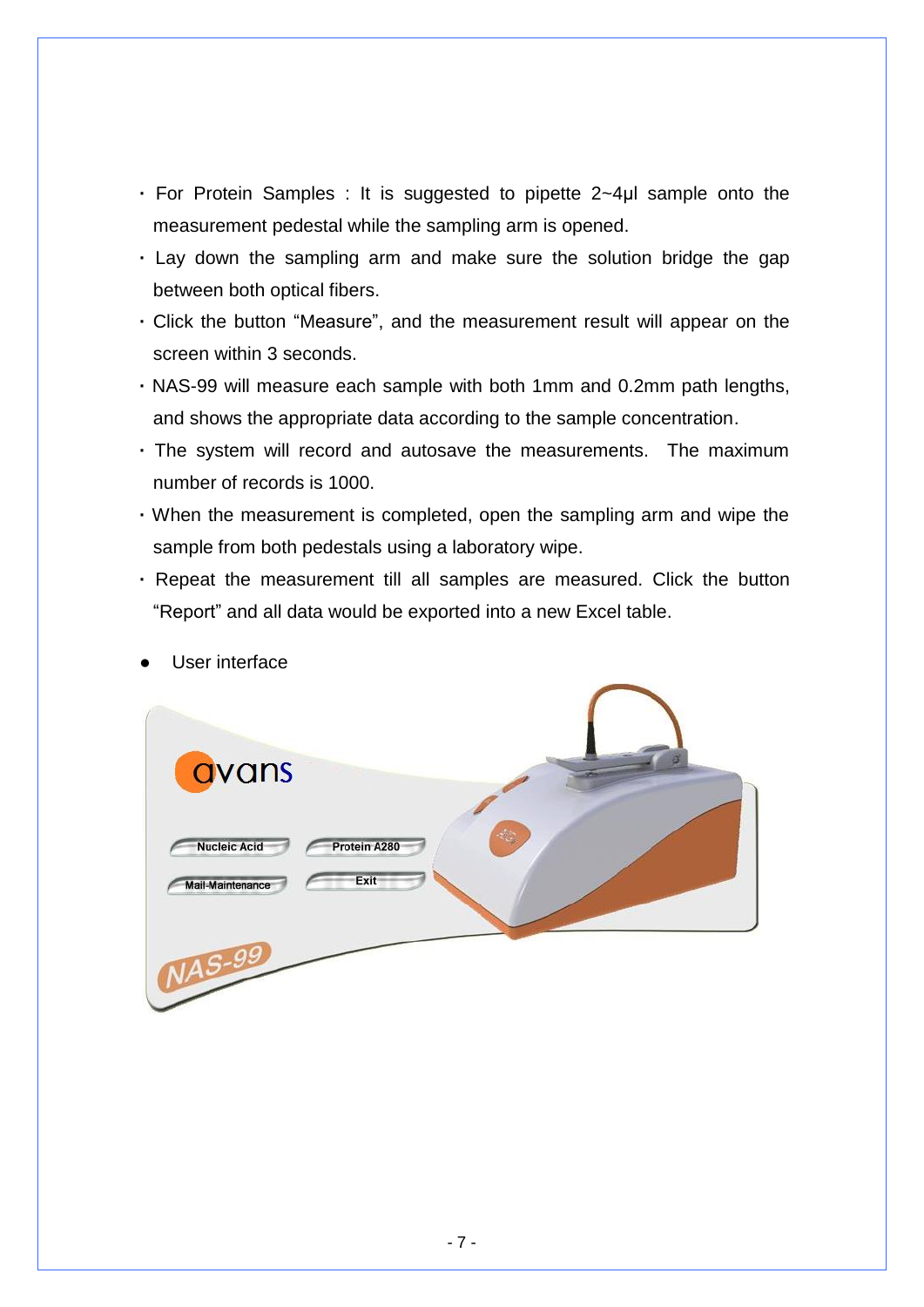- For Protein Samples : It is suggested to pipette 2~4μl sample onto the measurement pedestal while the sampling arm is opened.
- Lay down the sampling arm and make sure the solution bridge the gap between both optical fibers.
- Click the button "Measure", and the measurement result will appear on the screen within 3 seconds.
- NAS-99 will measure each sample with both 1mm and 0.2mm path lengths, and shows the appropriate data according to the sample concentration.
- The system will record and autosave the measurements. The maximum number of records is 1000.
- When the measurement is completed, open the sampling arm and wipe the sample from both pedestals using a laboratory wipe.
- Repeat the measurement till all samples are measured. Click the button "Report" and all data would be exported into a new Excel table.

- User interface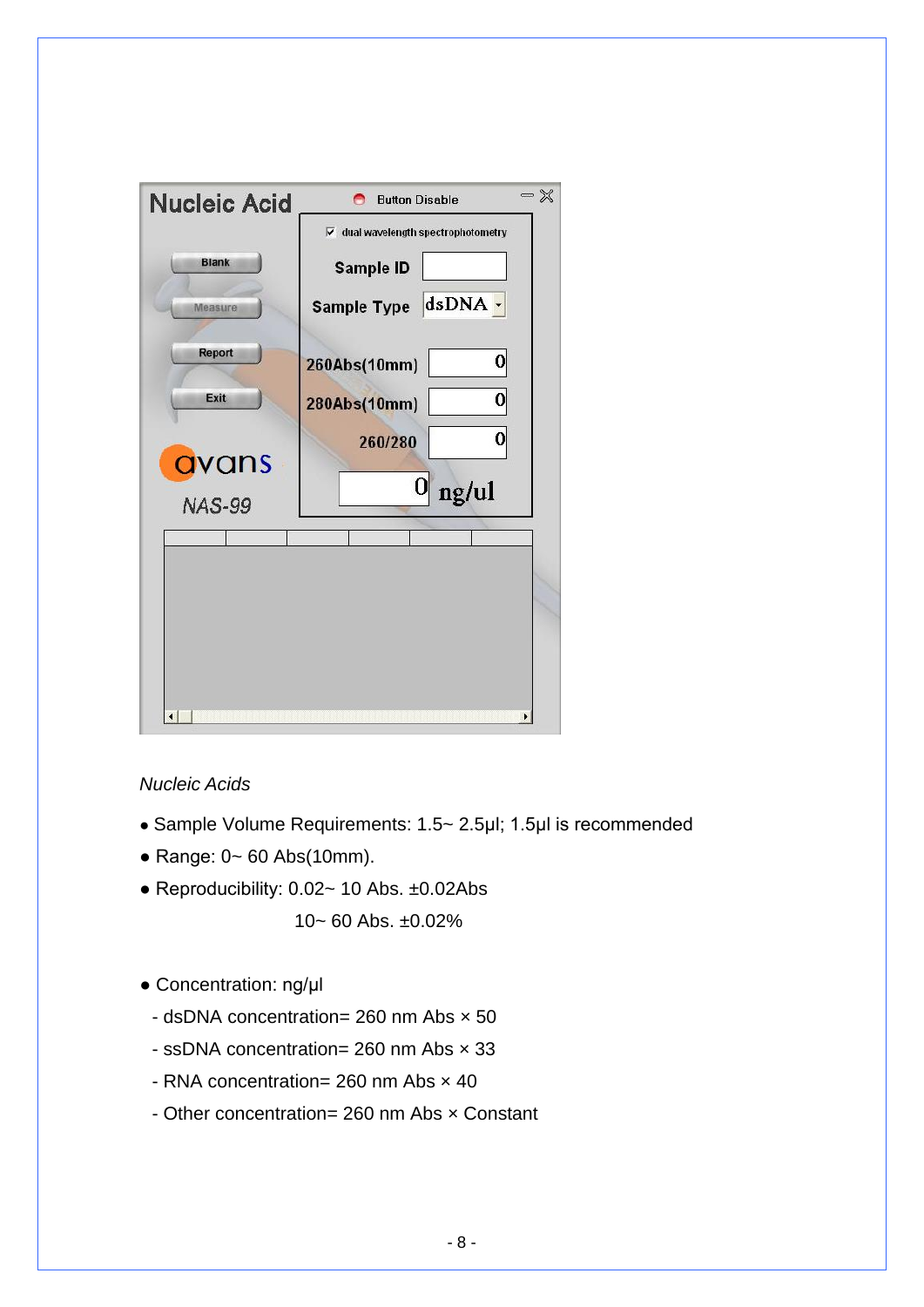Nucleic Acid

Button Disable

☑ dual wavelength spectrophotometry

Blank

Measure

Report

Exit

avans

NAS-99

Sample ID

Sample Type dsDNA

260Abs(10mm) 0

280Abs(10mm) 0

260/280 0

0 ng/ul

*Nucleic Acids*

- Sample Volume Requirements: 1.5~ 2.5μl; 1.5μl is recommended
- Range: 0~ 60 Abs(10mm).
- Reproducibility: 0.02~ 10 Abs. ±0.02Abs

  10~ 60 Abs. ±0.02%

- Concentration: ng/μl
  - dsDNA concentration= 260 nm Abs × 50
  - ssDNA concentration= 260 nm Abs × 33
  - RNA concentration= 260 nm Abs × 40
  - Other concentration= 260 nm Abs × Constant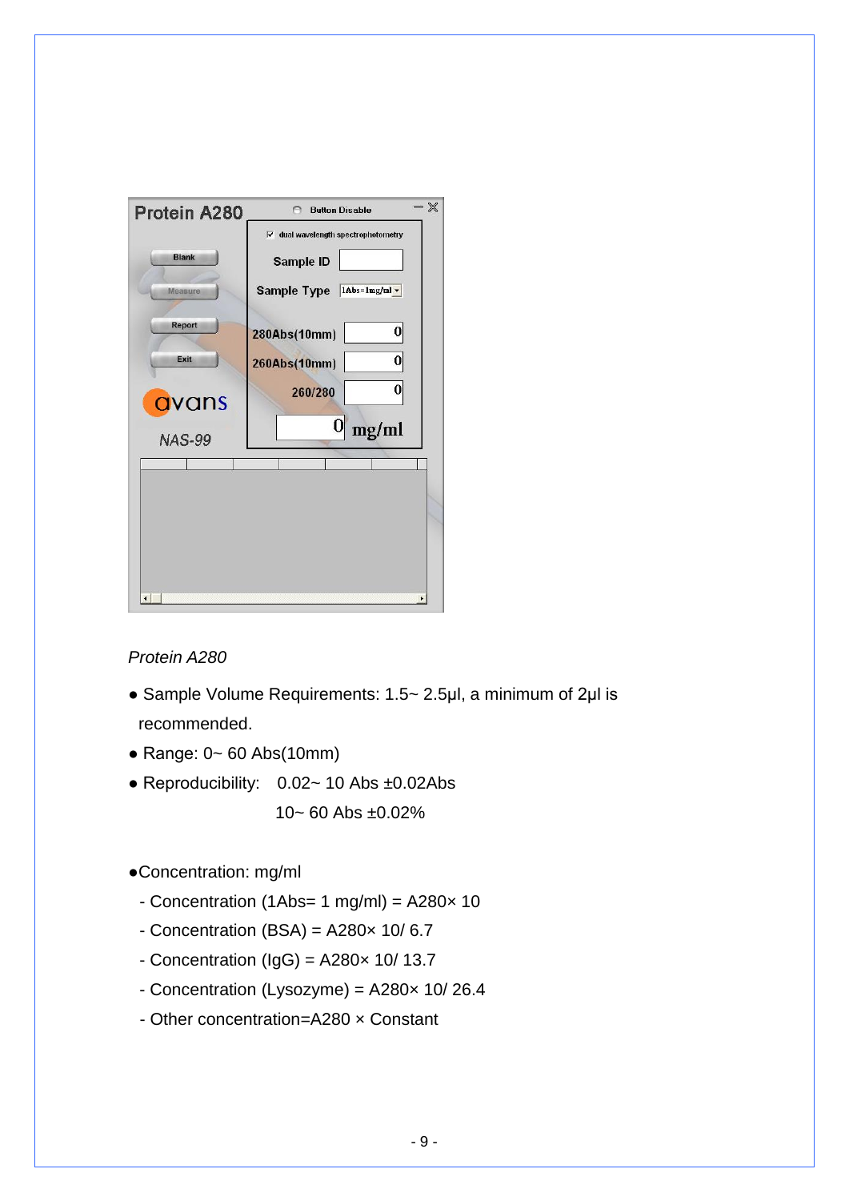*Protein A280*

- Sample Volume Requirements: 1.5~ 2.5μl, a minimum of 2μl is recommended.
- Range: 0~ 60 Abs(10mm)
- Reproducibility: 0.02~ 10 Abs ±0.02Abs

  10~ 60 Abs ±0.02%

- Concentration: mg/ml
  - Concentration (1Abs= 1 mg/ml) = A280× 10
  - Concentration (BSA) = A280× 10/ 6.7
  - Concentration (IgG) = A280× 10/ 13.7
  - Concentration (Lysozyme) = A280× 10/ 26.4
  - Other concentration=A280 × Constant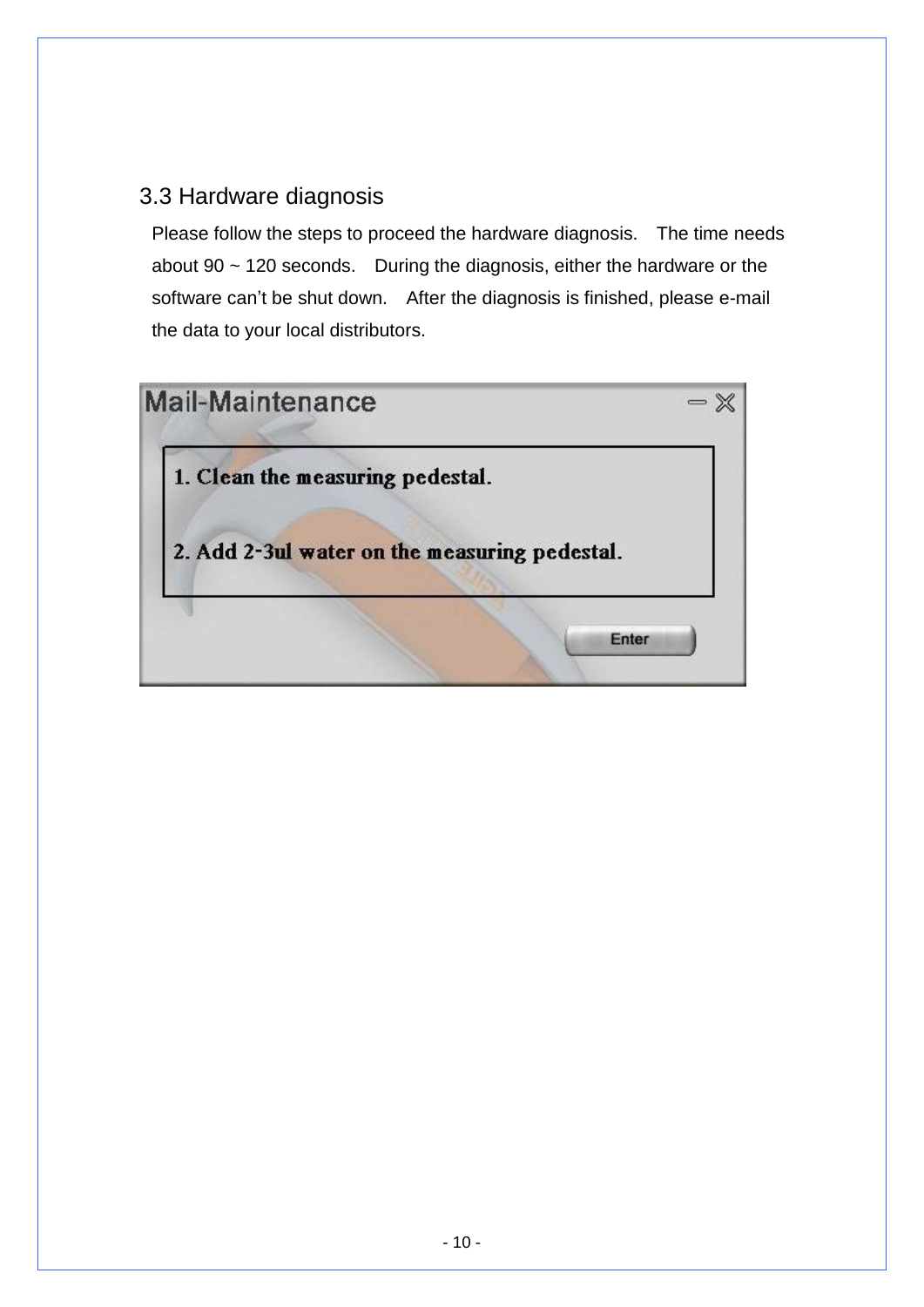### 3.3 Hardware diagnosis

Please follow the steps to proceed the hardware diagnosis. The time needs about 90 ~ 120 seconds. During the diagnosis, either the hardware or the software can't be shut down. After the diagnosis is finished, please e-mail the data to your local distributors.

**Mail-Maintenance**

1. Clean the measuring pedestal.
2. Add 2-3ul water on the measuring pedestal.

Enter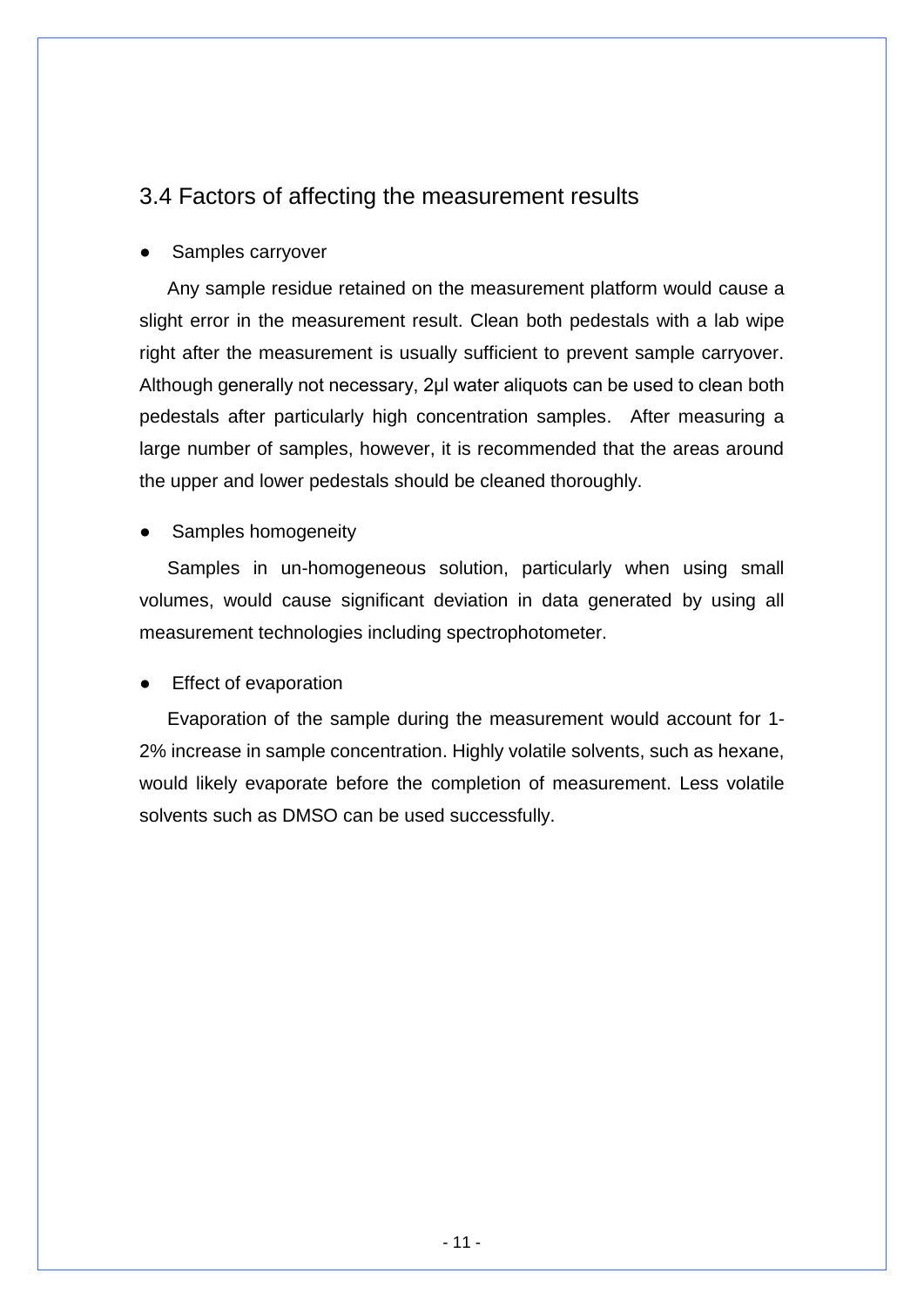## 3.4 Factors of affecting the measurement results

- Samples carryover

Any sample residue retained on the measurement platform would cause a slight error in the measurement result. Clean both pedestals with a lab wipe right after the measurement is usually sufficient to prevent sample carryover. Although generally not necessary, 2μl water aliquots can be used to clean both pedestals after particularly high concentration samples. After measuring a large number of samples, however, it is recommended that the areas around the upper and lower pedestals should be cleaned thoroughly.

- Samples homogeneity

Samples in un-homogeneous solution, particularly when using small volumes, would cause significant deviation in data generated by using all measurement technologies including spectrophotometer.

- Effect of evaporation

Evaporation of the sample during the measurement would account for 1-2% increase in sample concentration. Highly volatile solvents, such as hexane, would likely evaporate before the completion of measurement. Less volatile solvents such as DMSO can be used successfully.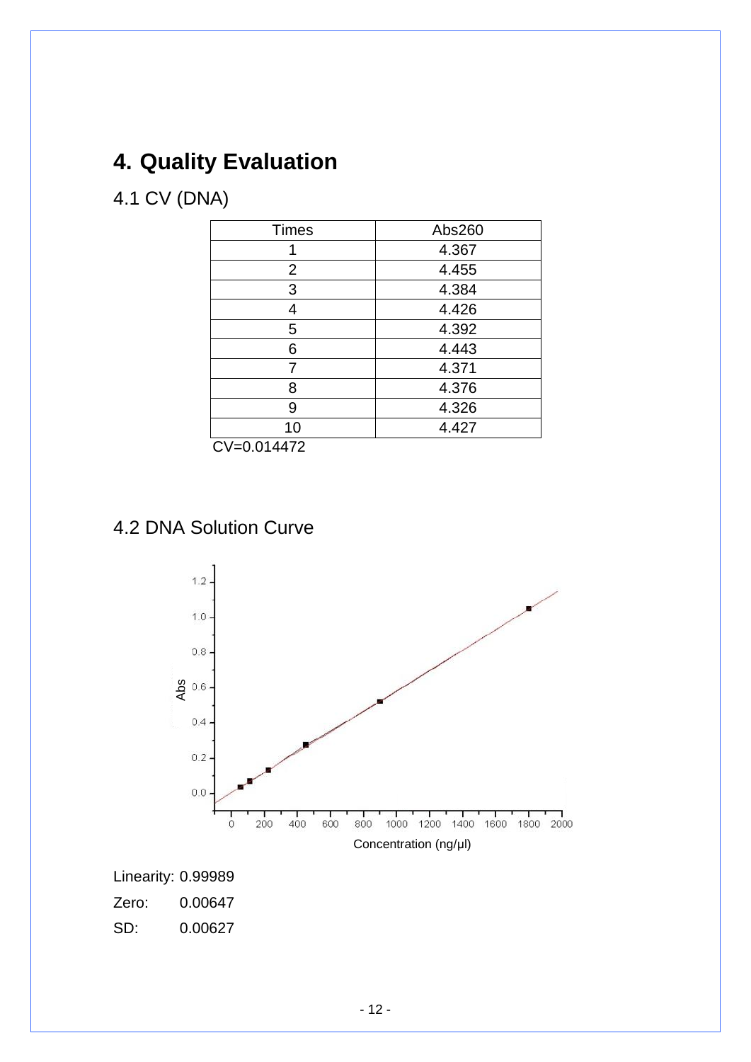# 4. Quality Evaluation

## 4.1 CV (DNA)

| Times | Abs260 |
|---|---|
| 1 | 4.367 |
| 2 | 4.455 |
| 3 | 4.384 |
| 4 | 4.426 |
| 5 | 4.392 |
| 6 | 4.443 |
| 7 | 4.371 |
| 8 | 4.376 |
| 9 | 4.326 |
| 10 | 4.427 |

CV=0.014472

## 4.2 DNA Solution Curve

Linearity: 0.99989

Zero: 0.00647

SD: 0.00627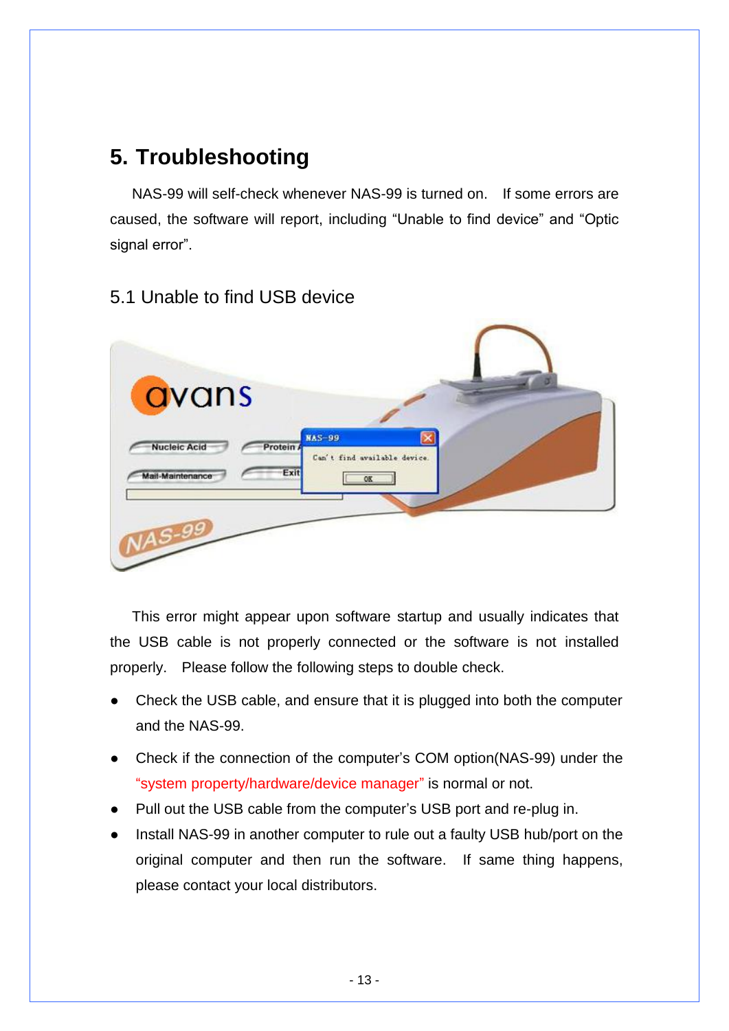## 5. Troubleshooting

NAS-99 will self-check whenever NAS-99 is turned on. If some errors are caused, the software will report, including “Unable to find device” and “Optic signal error”.

### 5.1 Unable to find USB device

This error might appear upon software startup and usually indicates that the USB cable is not properly connected or the software is not installed properly. Please follow the following steps to double check.

- Check the USB cable, and ensure that it is plugged into both the computer and the NAS-99.
- Check if the connection of the computer’s COM option(NAS-99) under the “system property/hardware/device manager” is normal or not.
- Pull out the USB cable from the computer’s USB port and re-plug in.
- Install NAS-99 in another computer to rule out a faulty USB hub/port on the original computer and then run the software. If same thing happens, please contact your local distributors.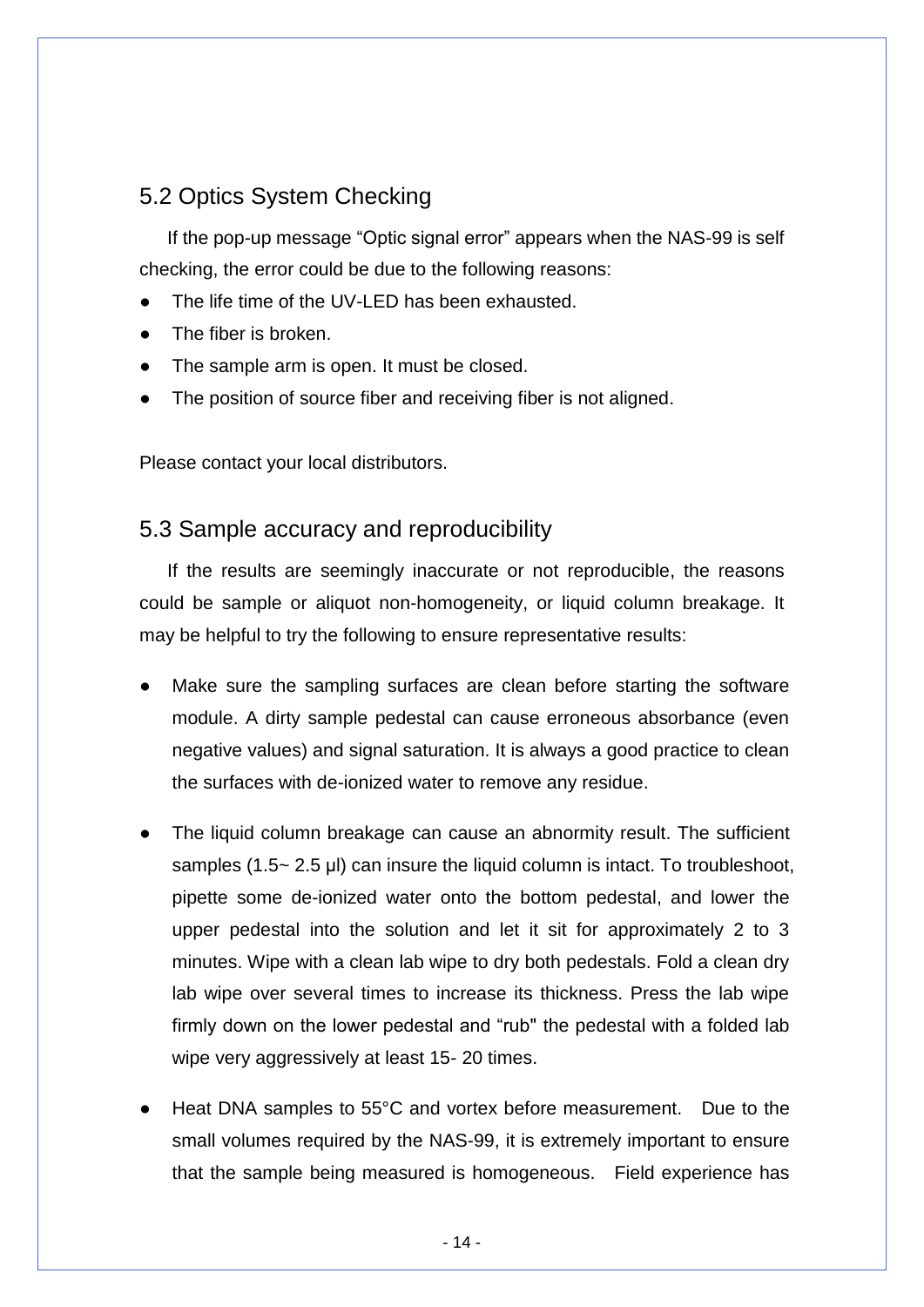## 5.2 Optics System Checking

If the pop-up message "Optic signal error" appears when the NAS-99 is self checking, the error could be due to the following reasons:

- The life time of the UV-LED has been exhausted.
- The fiber is broken.
- The sample arm is open. It must be closed.
- The position of source fiber and receiving fiber is not aligned.

Please contact your local distributors.

## 5.3 Sample accuracy and reproducibility

If the results are seemingly inaccurate or not reproducible, the reasons could be sample or aliquot non-homogeneity, or liquid column breakage. It may be helpful to try the following to ensure representative results:

- Make sure the sampling surfaces are clean before starting the software module. A dirty sample pedestal can cause erroneous absorbance (even negative values) and signal saturation. It is always a good practice to clean the surfaces with de-ionized water to remove any residue.

- The liquid column breakage can cause an abnormity result. The sufficient samples (1.5~ 2.5 μl) can insure the liquid column is intact. To troubleshoot, pipette some de-ionized water onto the bottom pedestal, and lower the upper pedestal into the solution and let it sit for approximately 2 to 3 minutes. Wipe with a clean lab wipe to dry both pedestals. Fold a clean dry lab wipe over several times to increase its thickness. Press the lab wipe firmly down on the lower pedestal and "rub" the pedestal with a folded lab wipe very aggressively at least 15- 20 times.

- Heat DNA samples to 55°C and vortex before measurement. Due to the small volumes required by the NAS-99, it is extremely important to ensure that the sample being measured is homogeneous. Field experience has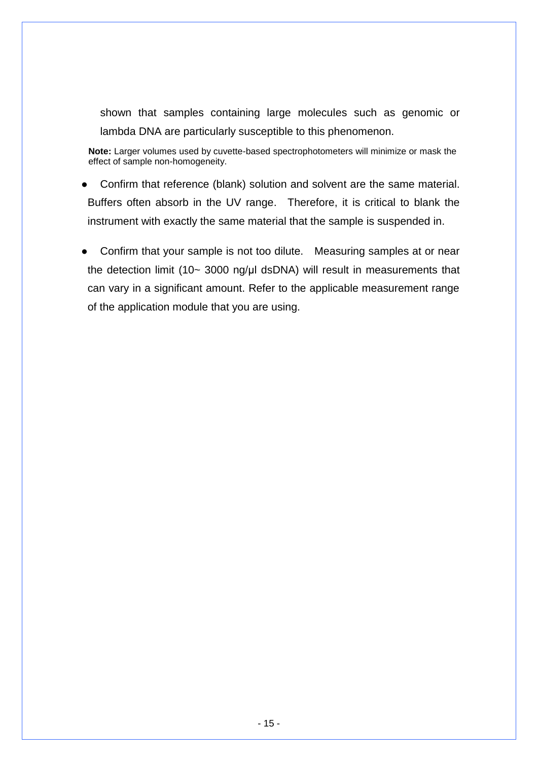shown that samples containing large molecules such as genomic or lambda DNA are particularly susceptible to this phenomenon.

**Note:** Larger volumes used by cuvette-based spectrophotometers will minimize or mask the effect of sample non-homogeneity.

- Confirm that reference (blank) solution and solvent are the same material. Buffers often absorb in the UV range. Therefore, it is critical to blank the instrument with exactly the same material that the sample is suspended in.
- Confirm that your sample is not too dilute. Measuring samples at or near the detection limit (10~ 3000 ng/μl dsDNA) will result in measurements that can vary in a significant amount. Refer to the applicable measurement range of the application module that you are using.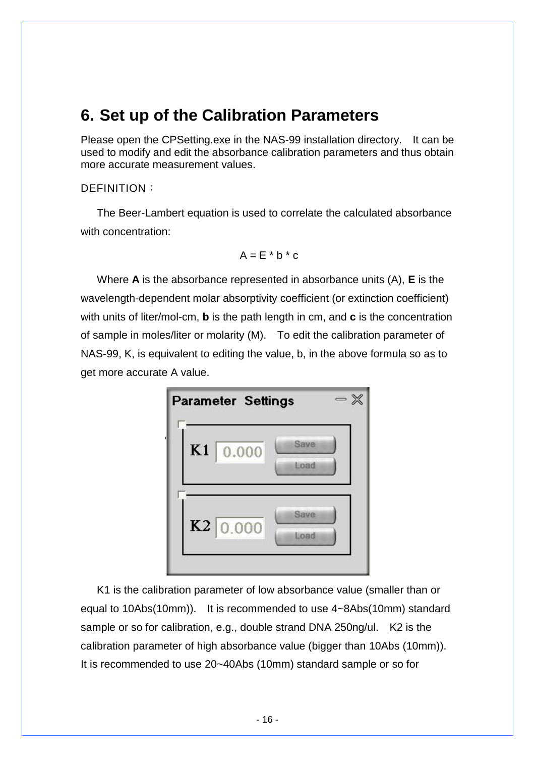# 6. Set up of the Calibration Parameters

Please open the CPSetting.exe in the NAS-99 installation directory. It can be used to modify and edit the absorbance calibration parameters and thus obtain more accurate measurement values.

DEFINITION：

The Beer-Lambert equation is used to correlate the calculated absorbance with concentration:

$$A = E * b * c$$

Where **A** is the absorbance represented in absorbance units (A), **E** is the wavelength-dependent molar absorptivity coefficient (or extinction coefficient) with units of liter/mol-cm, **b** is the path length in cm, and **c** is the concentration of sample in moles/liter or molarity (M). To edit the calibration parameter of NAS-99, K, is equivalent to editing the value, b, in the above formula so as to get more accurate A value.

K1 is the calibration parameter of low absorbance value (smaller than or equal to 10Abs(10mm)). It is recommended to use 4~8Abs(10mm) standard sample or so for calibration, e.g., double strand DNA 250ng/ul. K2 is the calibration parameter of high absorbance value (bigger than 10Abs (10mm)). It is recommended to use 20~40Abs (10mm) standard sample or so for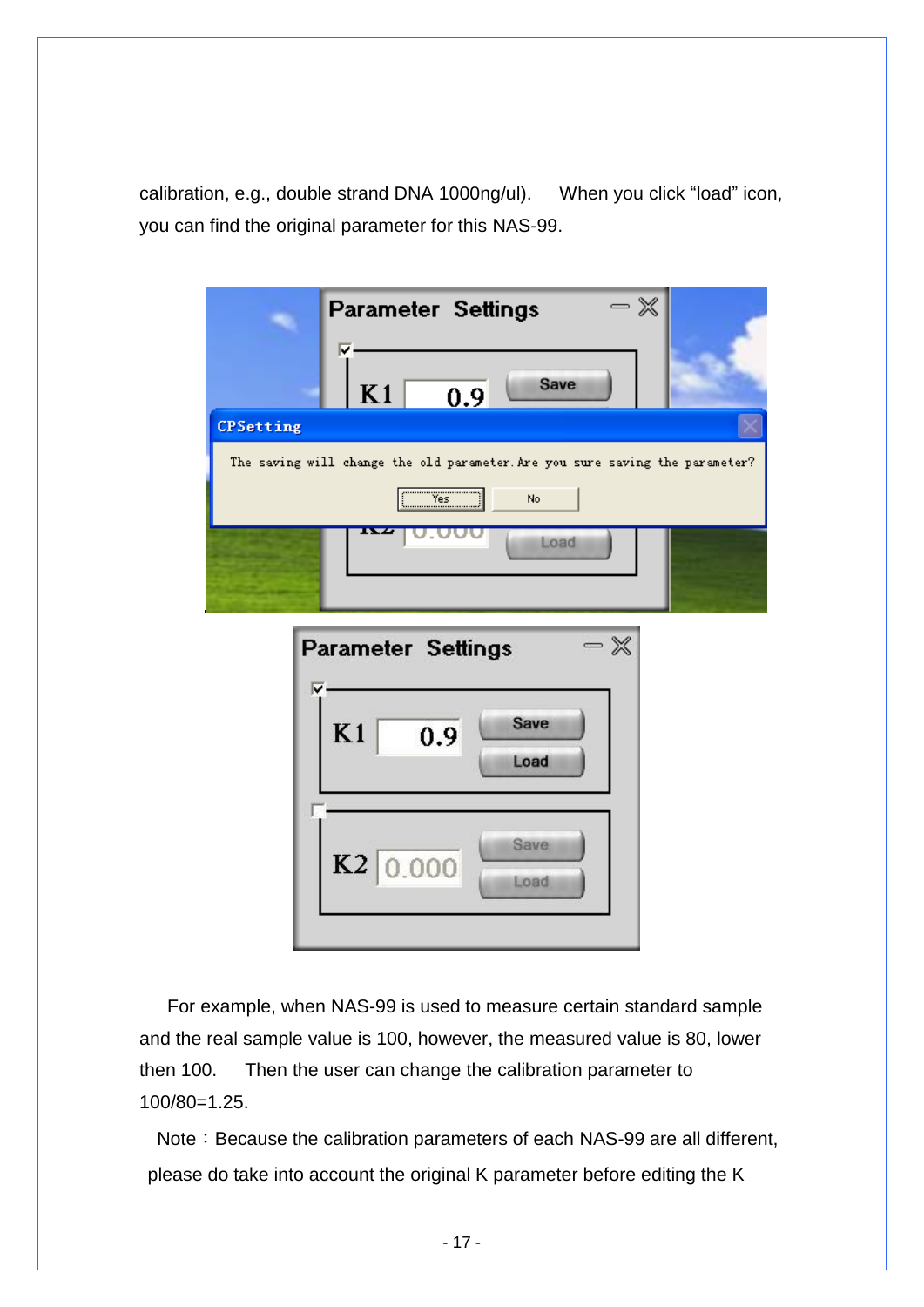calibration, e.g., double strand DNA 1000ng/ul). When you click "load" icon, you can find the original parameter for this NAS-99.

For example, when NAS-99 is used to measure certain standard sample and the real sample value is 100, however, the measured value is 80, lower then 100. Then the user can change the calibration parameter to 100/80=1.25.

Note：Because the calibration parameters of each NAS-99 are all different, please do take into account the original K parameter before editing the K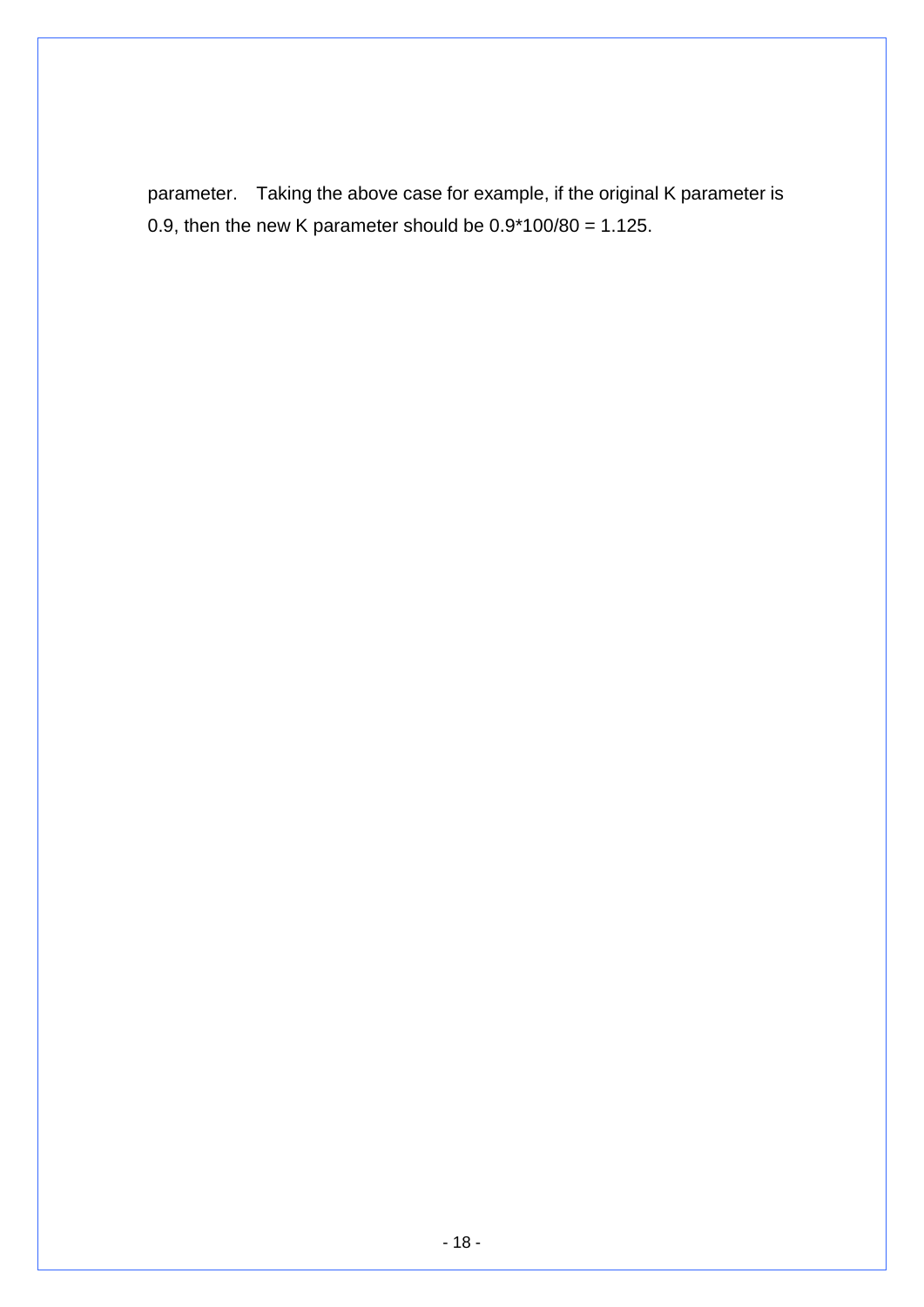parameter. Taking the above case for example, if the original K parameter is 0.9, then the new K parameter should be $0.9*100/80 = 1.125$.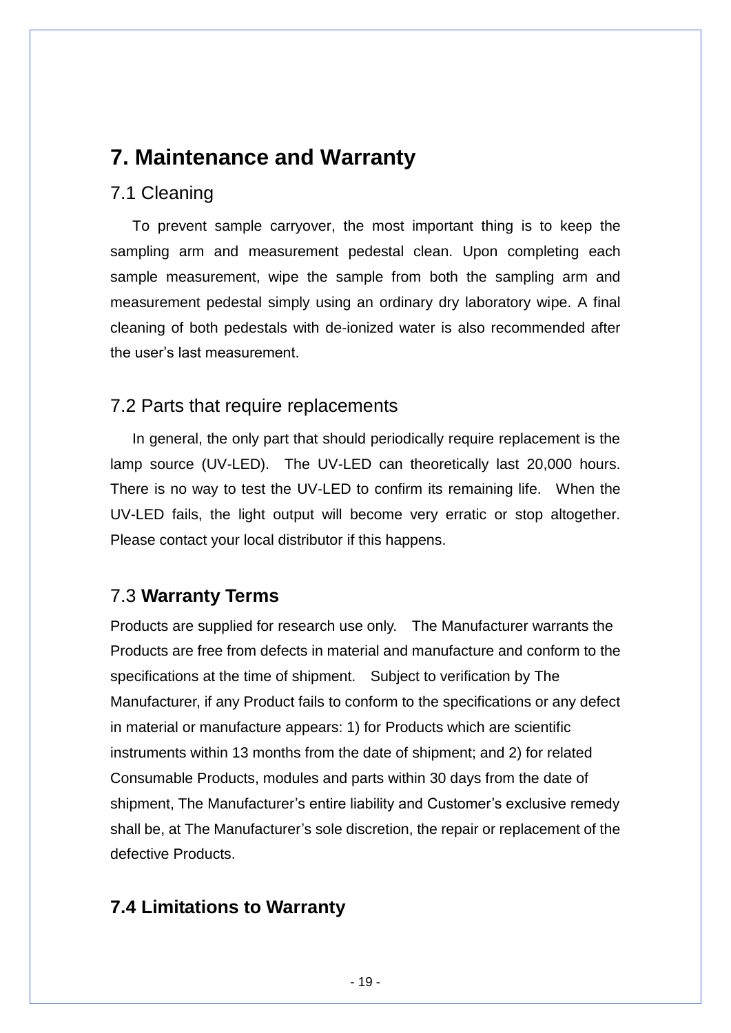# 7. Maintenance and Warranty

## 7.1 Cleaning

To prevent sample carryover, the most important thing is to keep the sampling arm and measurement pedestal clean. Upon completing each sample measurement, wipe the sample from both the sampling arm and measurement pedestal simply using an ordinary dry laboratory wipe. A final cleaning of both pedestals with de-ionized water is also recommended after the user's last measurement.

## 7.2 Parts that require replacements

In general, the only part that should periodically require replacement is the lamp source (UV-LED). The UV-LED can theoretically last 20,000 hours. There is no way to test the UV-LED to confirm its remaining life. When the UV-LED fails, the light output will become very erratic or stop altogether. Please contact your local distributor if this happens.

## 7.3 **Warranty Terms**

Products are supplied for research use only. The Manufacturer warrants the Products are free from defects in material and manufacture and conform to the specifications at the time of shipment. Subject to verification by The Manufacturer, if any Product fails to conform to the specifications or any defect in material or manufacture appears: 1) for Products which are scientific instruments within 13 months from the date of shipment; and 2) for related Consumable Products, modules and parts within 30 days from the date of shipment, The Manufacturer's entire liability and Customer's exclusive remedy shall be, at The Manufacturer's sole discretion, the repair or replacement of the defective Products.

## 7.4 Limitations to Warranty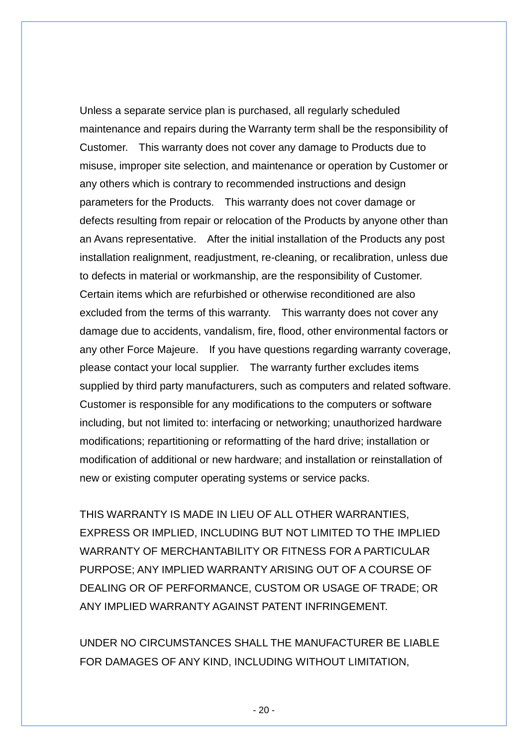Unless a separate service plan is purchased, all regularly scheduled maintenance and repairs during the Warranty term shall be the responsibility of Customer. This warranty does not cover any damage to Products due to misuse, improper site selection, and maintenance or operation by Customer or any others which is contrary to recommended instructions and design parameters for the Products. This warranty does not cover damage or defects resulting from repair or relocation of the Products by anyone other than an Avans representative. After the initial installation of the Products any post installation realignment, readjustment, re-cleaning, or recalibration, unless due to defects in material or workmanship, are the responsibility of Customer. Certain items which are refurbished or otherwise reconditioned are also excluded from the terms of this warranty. This warranty does not cover any damage due to accidents, vandalism, fire, flood, other environmental factors or any other Force Majeure. If you have questions regarding warranty coverage, please contact your local supplier. The warranty further excludes items supplied by third party manufacturers, such as computers and related software. Customer is responsible for any modifications to the computers or software including, but not limited to: interfacing or networking; unauthorized hardware modifications; repartitioning or reformatting of the hard drive; installation or modification of additional or new hardware; and installation or reinstallation of new or existing computer operating systems or service packs.

THIS WARRANTY IS MADE IN LIEU OF ALL OTHER WARRANTIES, EXPRESS OR IMPLIED, INCLUDING BUT NOT LIMITED TO THE IMPLIED WARRANTY OF MERCHANTABILITY OR FITNESS FOR A PARTICULAR PURPOSE; ANY IMPLIED WARRANTY ARISING OUT OF A COURSE OF DEALING OR OF PERFORMANCE, CUSTOM OR USAGE OF TRADE; OR ANY IMPLIED WARRANTY AGAINST PATENT INFRINGEMENT.

UNDER NO CIRCUMSTANCES SHALL THE MANUFACTURER BE LIABLE FOR DAMAGES OF ANY KIND, INCLUDING WITHOUT LIMITATION,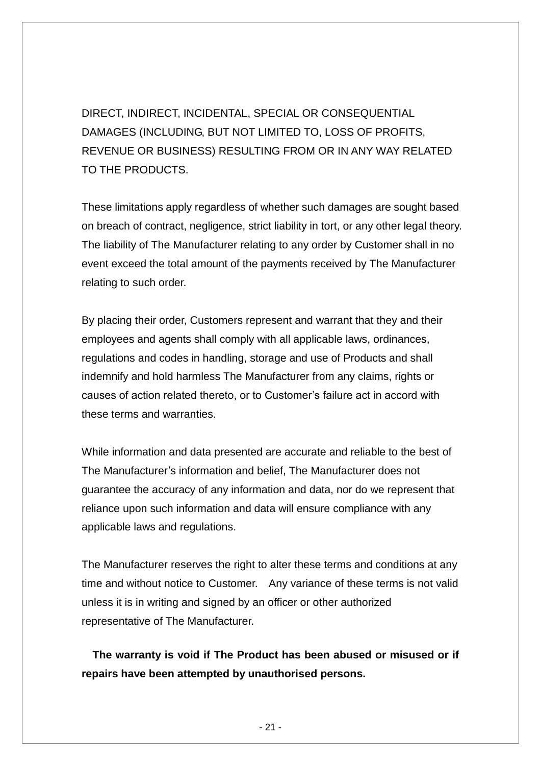DIRECT, INDIRECT, INCIDENTAL, SPECIAL OR CONSEQUENTIAL DAMAGES (INCLUDING, BUT NOT LIMITED TO, LOSS OF PROFITS, REVENUE OR BUSINESS) RESULTING FROM OR IN ANY WAY RELATED TO THE PRODUCTS.

These limitations apply regardless of whether such damages are sought based on breach of contract, negligence, strict liability in tort, or any other legal theory. The liability of The Manufacturer relating to any order by Customer shall in no event exceed the total amount of the payments received by The Manufacturer relating to such order.

By placing their order, Customers represent and warrant that they and their employees and agents shall comply with all applicable laws, ordinances, regulations and codes in handling, storage and use of Products and shall indemnify and hold harmless The Manufacturer from any claims, rights or causes of action related thereto, or to Customer's failure act in accord with these terms and warranties.

While information and data presented are accurate and reliable to the best of The Manufacturer's information and belief, The Manufacturer does not guarantee the accuracy of any information and data, nor do we represent that reliance upon such information and data will ensure compliance with any applicable laws and regulations.

The Manufacturer reserves the right to alter these terms and conditions at any time and without notice to Customer. Any variance of these terms is not valid unless it is in writing and signed by an officer or other authorized representative of The Manufacturer.

**The warranty is void if The Product has been abused or misused or if repairs have been attempted by unauthorised persons.**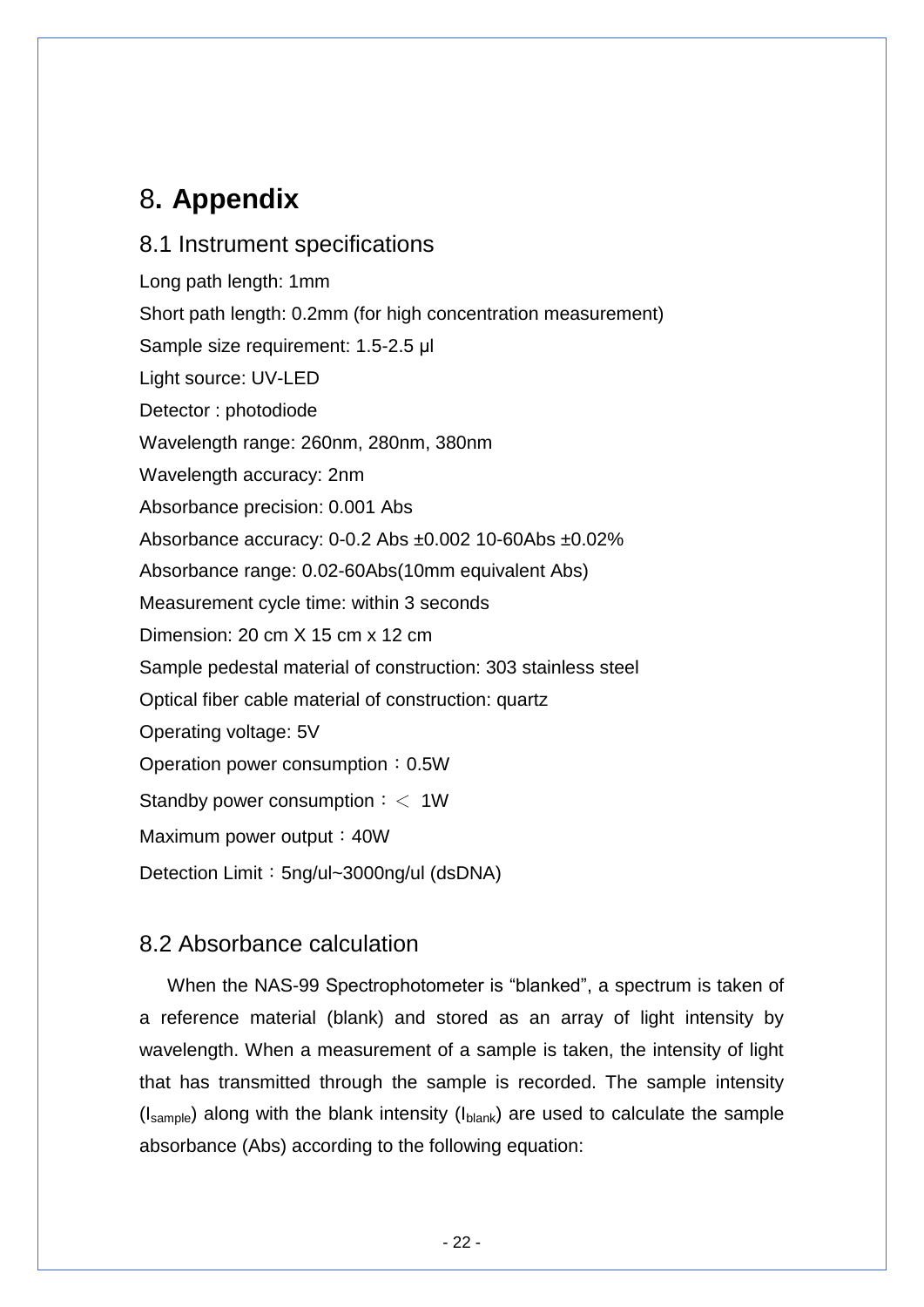# 8. Appendix

## 8.1 Instrument specifications

Long path length: 1mm

Short path length: 0.2mm (for high concentration measurement)

Sample size requirement: 1.5-2.5 μl

Light source: UV-LED

Detector : photodiode

Wavelength range: 260nm, 280nm, 380nm

Wavelength accuracy: 2nm

Absorbance precision: 0.001 Abs

Absorbance accuracy: 0-0.2 Abs ±0.002 10-60Abs ±0.02%

Absorbance range: 0.02-60Abs(10mm equivalent Abs)

Measurement cycle time: within 3 seconds

Dimension: 20 cm X 15 cm x 12 cm

Sample pedestal material of construction: 303 stainless steel

Optical fiber cable material of construction: quartz

Operating voltage: 5V

Operation power consumption：0.5W

Standby power consumption：＜ 1W

Maximum power output：40W

Detection Limit：5ng/ul~3000ng/ul (dsDNA)

## 8.2 Absorbance calculation

When the NAS-99 Spectrophotometer is “blanked”, a spectrum is taken of a reference material (blank) and stored as an array of light intensity by wavelength. When a measurement of a sample is taken, the intensity of light that has transmitted through the sample is recorded. The sample intensity ($I_{sample}$) along with the blank intensity ($I_{blank}$) are used to calculate the sample absorbance (Abs) according to the following equation: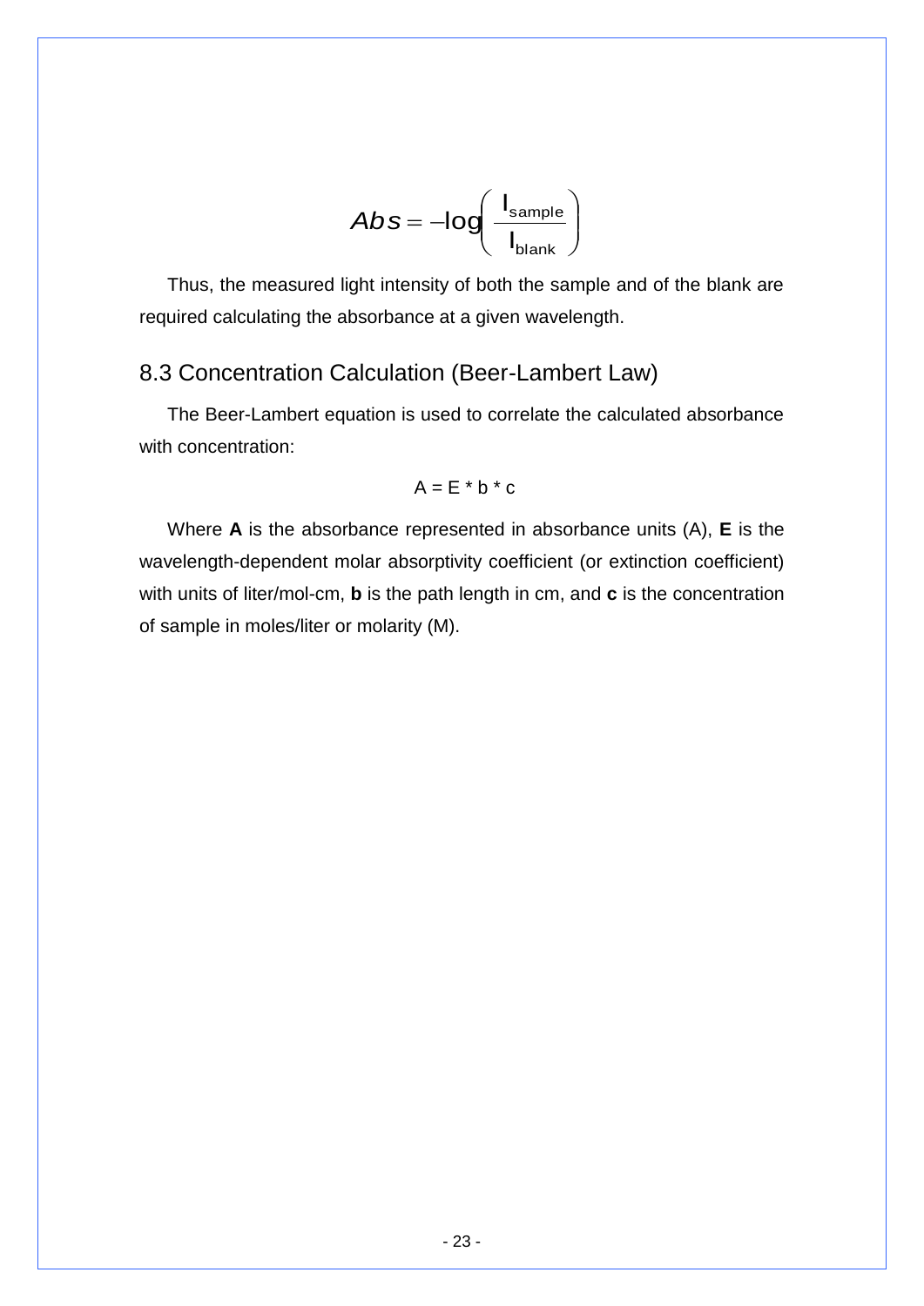$$Abs = -\log\left(\frac{I_{sample}}{I_{blank}}\right)$$

Thus, the measured light intensity of both the sample and of the blank are required calculating the absorbance at a given wavelength.

## 8.3 Concentration Calculation (Beer-Lambert Law)

The Beer-Lambert equation is used to correlate the calculated absorbance with concentration:

$$A = E * b * c$$

Where **A** is the absorbance represented in absorbance units (A), **E** is the wavelength-dependent molar absorptivity coefficient (or extinction coefficient) with units of liter/mol-cm, **b** is the path length in cm, and **c** is the concentration of sample in moles/liter or molarity (M).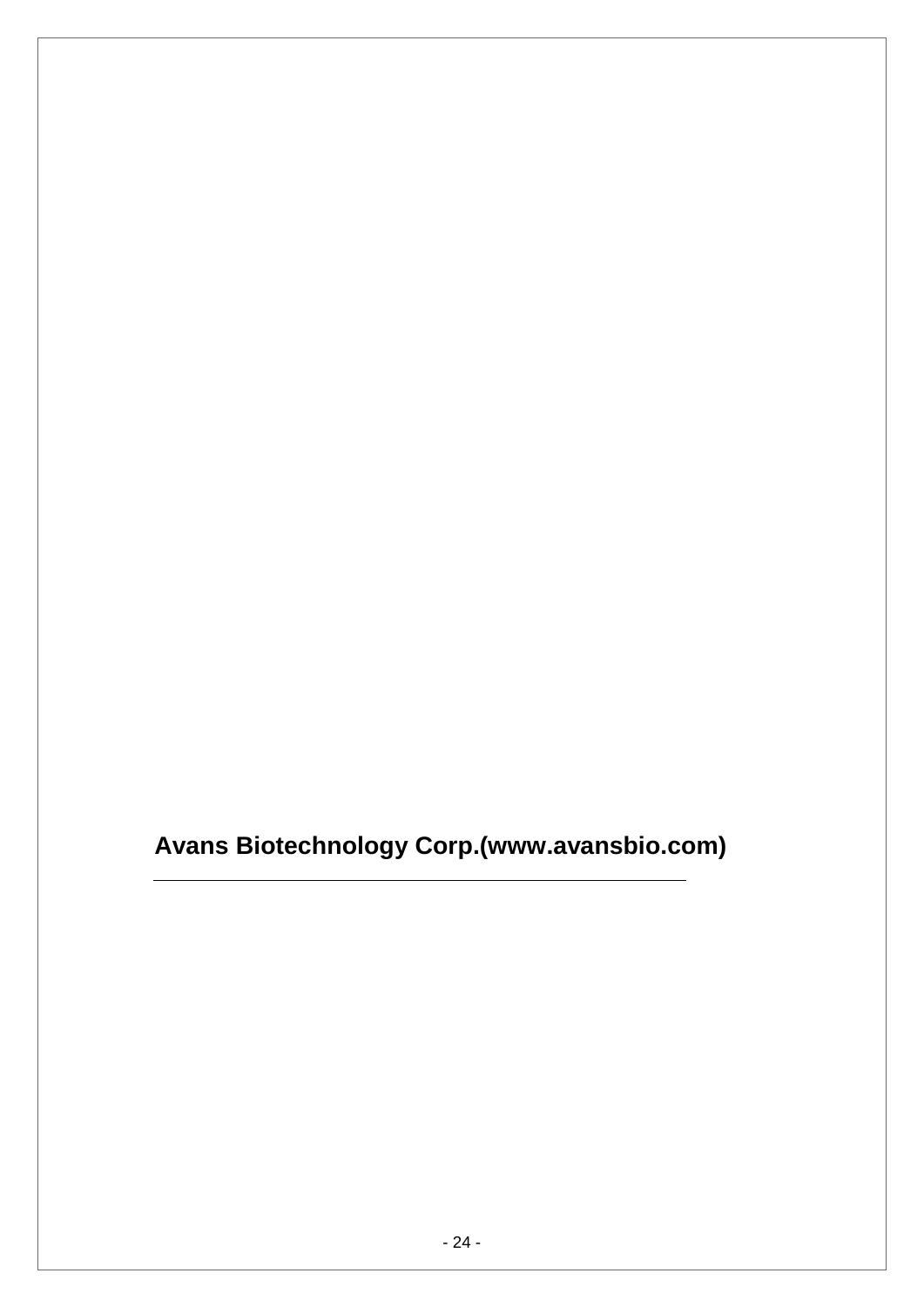**Avans Biotechnology Corp.(www.avansbio.com)**